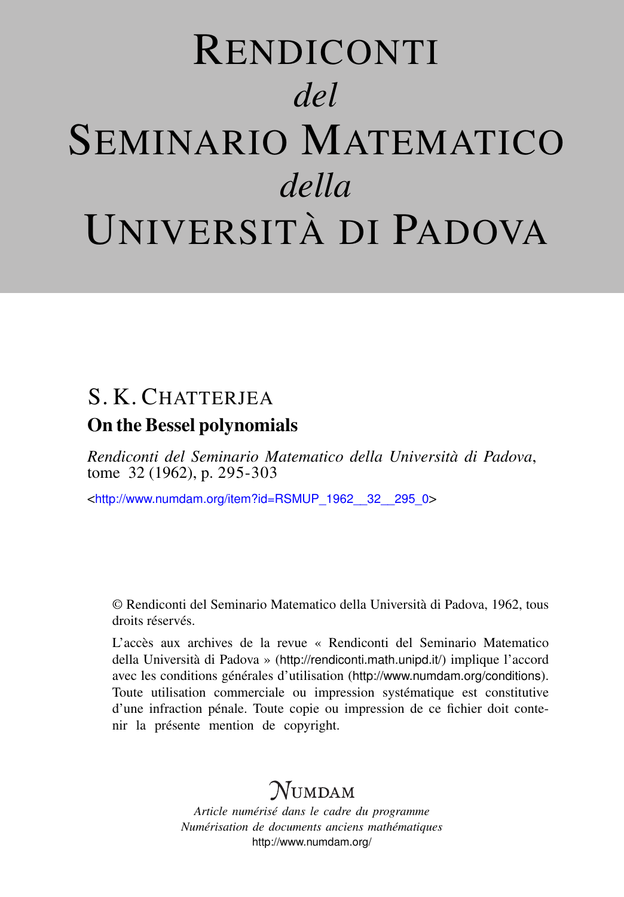# RENDICONTI *del* SEMINARIO MATEMATICO *della* UNIVERSITÀ DI PADOVA

S. K. CHATTERJEA

**On the Bessel polynomials**

*Rendiconti del Seminario Matematico della Università di Padova*, tome 32 (1962), p. 295-303

<http://www.numdam.org/item?id=RSMUP_1962__32__295_0>

© Rendiconti del Seminario Matematico della Università di Padova, 1962, tous droits réservés.

L'accès aux archives de la revue « Rendiconti del Seminario Matematico della Università di Padova » (http://rendiconti.math.unipd.it/) implique l'accord avec les conditions générales d'utilisation (http://www.numdam.org/conditions). Toute utilisation commerciale ou impression systématique est constitutive d'une infraction pénale. Toute copie ou impression de ce fichier doit contenir la présente mention de copyright.

NUMDAM

*Article numérisé dans le cadre du programme Numérisation de documents anciens mathématiques*

http://www.numdam.org/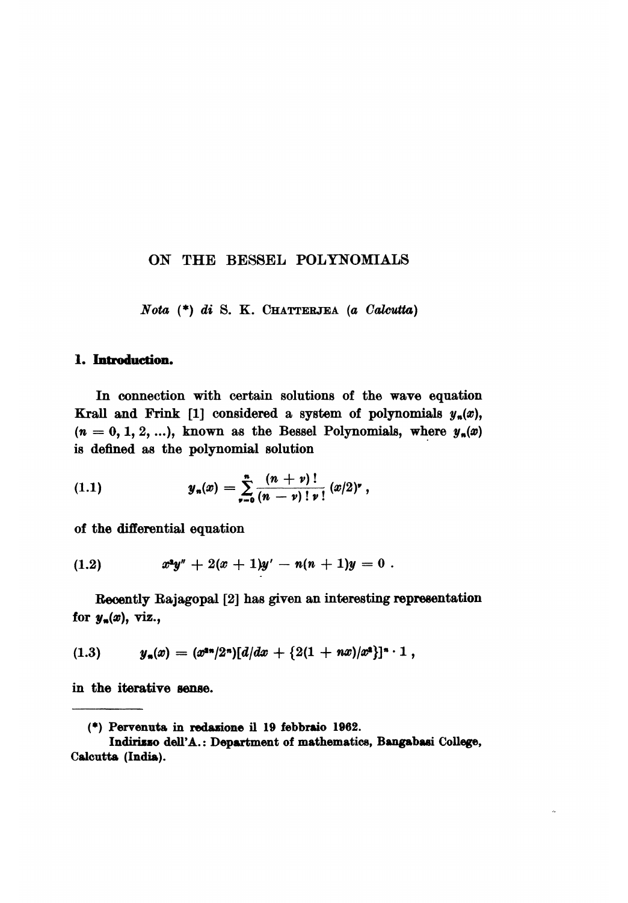# ON THE BESSEL POLYNOMIALS

*Nota* (\*) *di* S. K. Chatterjea (*a Calcutta*)

## 1. Introduction.

In connection with certain solutions of the wave equation Krall and Frink [1] considered a system of polynomials $y_n(x)$, $(n = 0, 1, 2, ...)$, known as the Bessel Polynomials, where $y_n(x)$ is defined as the polynomial solution

$$y_n(x) = \sum_{\nu=0}^{n} \frac{(n+\nu)!}{(n-\nu)!\,\nu!}(x/2)^{\nu}, \tag{1.1}$$

of the differential equation

$$x^2 y'' + 2(x+1)y' - n(n+1)y = 0 . \tag{1.2}$$

Recently Rajagopal [2] has given an interesting representation for $y_n(x)$, viz.,

$$y_n(x) = (x^{2n}/2^n)[d/dx + \{2(1+nx)/x^2\}]^n \cdot 1 , \tag{1.3}$$

in the iterative sense.

---

(\*) Pervenuta in redazione il 19 febbraio 1962.

Indirizzo dell'A.: Department of mathematics, Bangabasi College, Calcutta (India).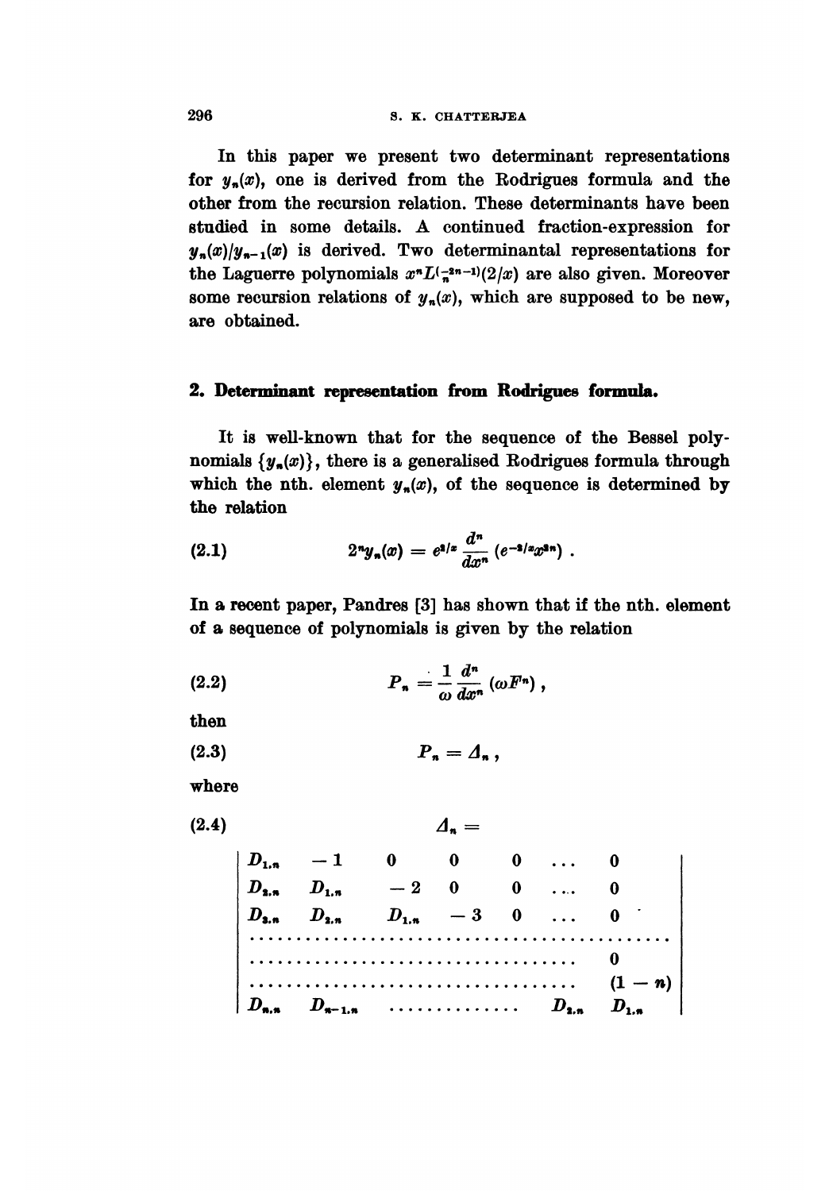In this paper we present two determinant representations for $y_n(x)$, one is derived from the Rodrigues formula and the other from the recursion relation. These determinants have been studied in some details. A continued fraction-expression for $y_n(x)/y_{n-1}(x)$ is derived. Two determinantal representations for the Laguerre polynomials $x^n L_n^{(-2n-1)}(2/x)$ are also given. Moreover some recursion relations of $y_n(x)$, which are supposed to be new, are obtained.

## 2. Determinant representation from Rodrigues formula.

It is well-known that for the sequence of the Bessel polynomials $\{y_n(x)\}$, there is a generalised Rodrigues formula through which the nth. element $y_n(x)$, of the sequence is determined by the relation

$$2^n y_n(x) = e^{2/x} \frac{d^n}{dx^n} (e^{-2/x} x^{2n}) . \tag{2.1}$$

In a recent paper, Pandres [3] has shown that if the nth. element of a sequence of polynomials is given by the relation

$$P_n = \frac{1}{\omega} \frac{d^n}{dx^n} (\omega F^n) , \tag{2.2}$$

then

$$P_n = \Delta_n , \tag{2.3}$$

where

$$\Delta_n = \begin{vmatrix} D_{1,n} & -1 & 0 & 0 & 0 & \ldots & 0 \\ D_{2,n} & D_{1,n} & -2 & 0 & 0 & \ldots & 0 \\ D_{3,n} & D_{2,n} & D_{1,n} & -3 & 0 & \ldots & 0 \\ \ldots & \ldots & \ldots & \ldots & \ldots & \ldots & \ldots \\ \ldots & \ldots & \ldots & \ldots & \ldots & \ldots & 0 \\ \ldots & \ldots & \ldots & \ldots & \ldots & \ldots & (1-n) \\ D_{n,n} & D_{n-1,n} & \ldots & \ldots & \ldots & D_{2,n} & D_{1,n} \end{vmatrix} \tag{2.4}$$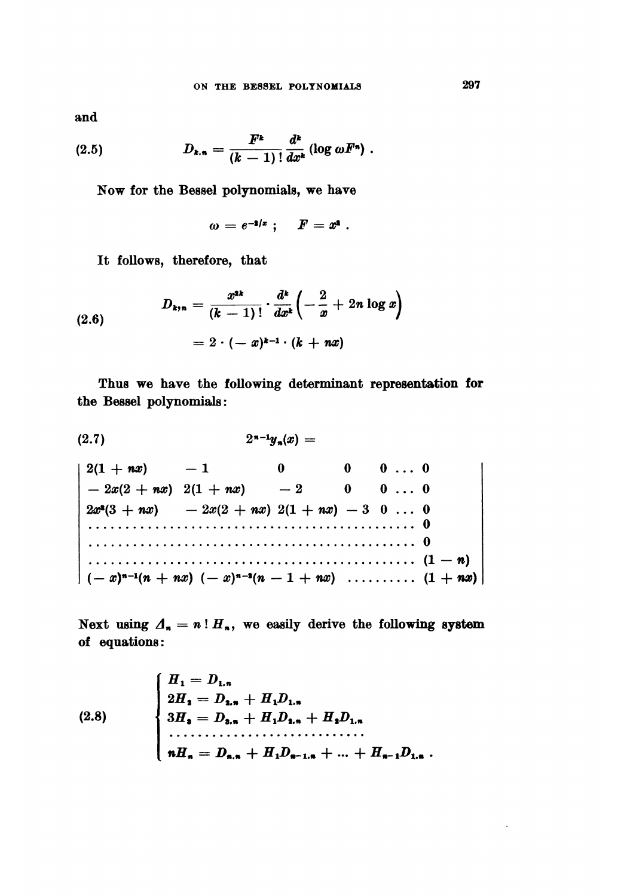and

$$D_{k,n} = \frac{F^k}{(k-1)!} \frac{d^k}{dx^k} (\log \omega F^n) . \tag{2.5}$$

Now for the Bessel polynomials, we have

$$\omega = e^{-2/x} ; \quad F = x^2 .$$

It follows, therefore, that

$$\begin{aligned} D_{k,n} &= \frac{x^{2k}}{(k-1)!} \cdot \frac{d^k}{dx^k} \left( -\frac{2}{x} + 2n \log x \right) \\ &= 2 \cdot (-x)^{k-1} \cdot (k + nx) \end{aligned} \tag{2.6}$$

Thus we have the following determinant representation for the Bessel polynomials:

$$2^{n-1} y_n(x) = \tag{2.7}$$

$$\begin{vmatrix} 2(1+nx) & -1 & 0 & 0 & 0 \ldots 0 \\ -2x(2+nx) & 2(1+nx) & -2 & 0 & 0 \ldots 0 \\ 2x^2(3+nx) & -2x(2+nx) & 2(1+nx) & -3 & 0 \ldots 0 \\ \cdots & \cdots & \cdots & \cdots & 0 \\ \cdots & \cdots & \cdots & \cdots & 0 \\ \cdots & \cdots & \cdots & \cdots & (1-n) \\ (-x)^{n-1}(n+nx) & (-x)^{n-2}(n-1+nx) & \cdots & \cdots & (1+nx) \end{vmatrix}$$

Next using $\Delta_n = n! \, H_n$, we easily derive the following system of equations:

$$\left\{ \begin{aligned} H_1 &= D_{1,n} \\ 2H_2 &= D_{2,n} + H_1 D_{1,n} \\ 3H_3 &= D_{3,n} + H_1 D_{2,n} + H_2 D_{1,n} \\ &\cdots\cdots\cdots\cdots \\ nH_n &= D_{n,n} + H_1 D_{n-1,n} + \ldots + H_{n-1} D_{1,n} . \end{aligned} \right. \tag{2.8}$$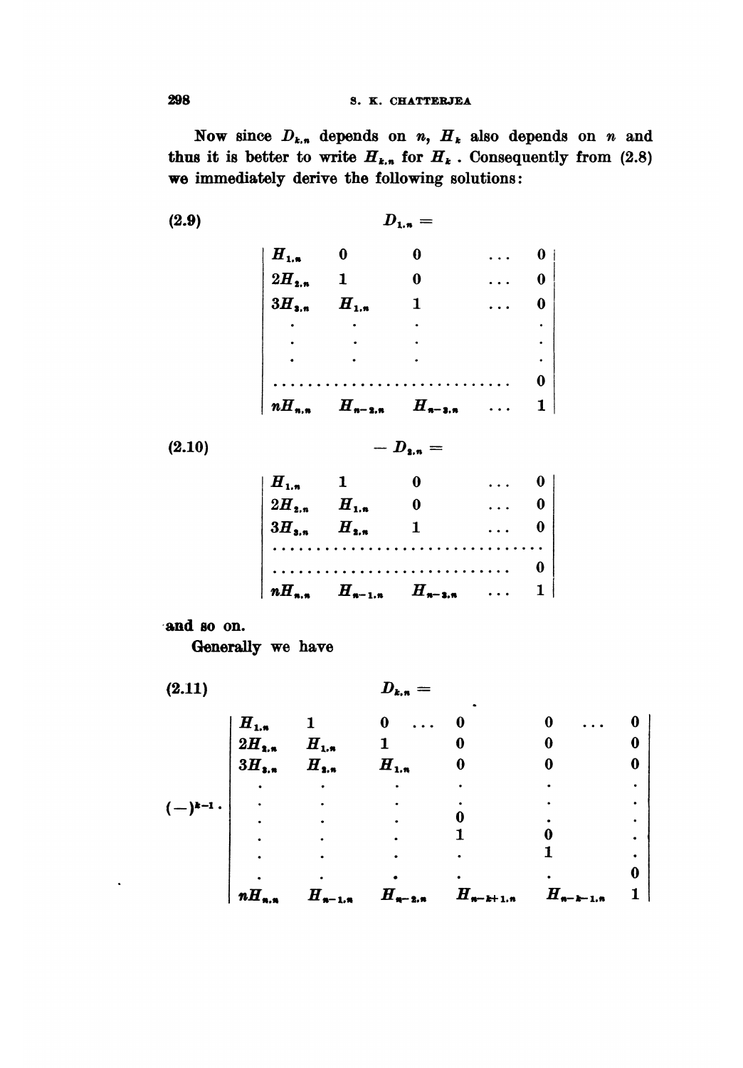Now since $D_{k,n}$ depends on $n$, $H_k$ also depends on $n$ and thus it is better to write $H_{k,n}$ for $H_k$. Consequently from (2.8) we immediately derive the following solutions:

$$
(2.9) \qquad D_{1,n} =
\begin{vmatrix}
H_{1,n} & 0 & 0 & \cdots & 0 \\
2H_{2,n} & 1 & 0 & \cdots & 0 \\
3H_{3,n} & H_{1,n} & 1 & \cdots & 0 \\
\cdot & \cdot & \cdot & & \cdot \\
\cdot & \cdot & \cdot & & \cdot \\
\cdot & \cdot & \cdot & & \cdot \\
\cdots & \cdots & \cdots & \cdots & 0 \\
nH_{n,n} & H_{n-2,n} & H_{n-3,n} & \cdots & 1
\end{vmatrix}
$$

$$
(2.10) \qquad -D_{2,n} =
\begin{vmatrix}
H_{1,n} & 1 & 0 & \cdots & 0 \\
2H_{2,n} & H_{1,n} & 0 & \cdots & 0 \\
3H_{3,n} & H_{2,n} & 1 & \cdots & 0 \\
\cdots & \cdots & \cdots & \cdots & \cdots \\
\cdots & \cdots & \cdots & \cdots & 0 \\
nH_{n,n} & H_{n-1,n} & H_{n-3,n} & \cdots & 1
\end{vmatrix}
$$

and so on.

Generally we have

$$
(2.11) \qquad D_{k,n} = (-)^{k-1} \cdot
\begin{vmatrix}
H_{1,n} & 1 & 0 & \cdots & 0 & 0 & \cdots & 0 \\
2H_{2,n} & H_{1,n} & 1 & & 0 & 0 & & 0 \\
3H_{3,n} & H_{2,n} & H_{1,n} & & 0 & 0 & & 0 \\
\cdot & \cdot & \cdot & & \cdot & \cdot & & \cdot \\
\cdot & \cdot & \cdot & & 0 & \cdot & & \cdot \\
\cdot & \cdot & \cdot & & 1 & 0 & & \cdot \\
\cdot & \cdot & \cdot & & \cdot & 1 & & \cdot \\
\cdot & \cdot & \cdot & & \cdot & \cdot & & 0 \\
nH_{n,n} & H_{n-1,n} & H_{n-2,n} & & H_{n-k+1,n} & H_{n-k-1,n} & & 1
\end{vmatrix}
$$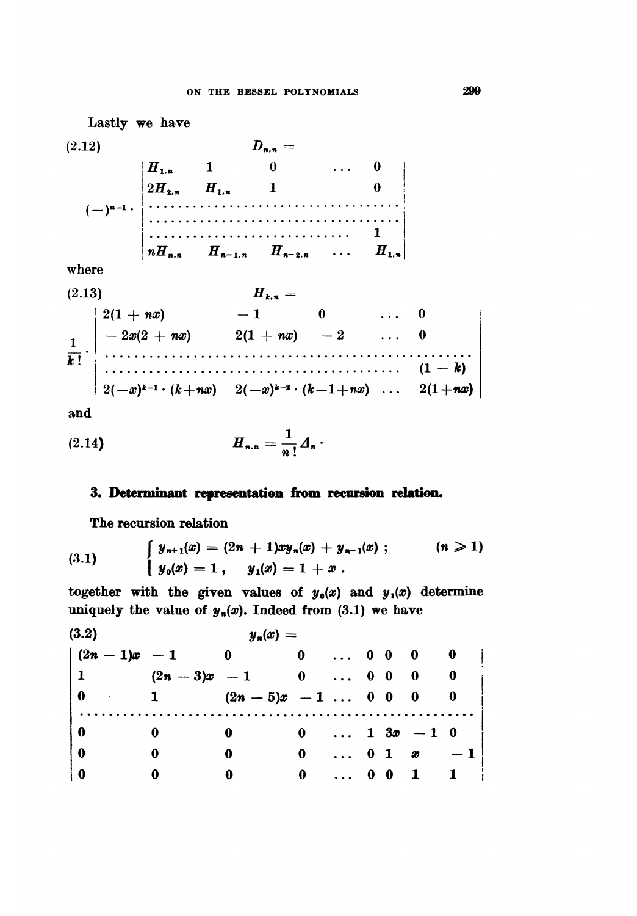Lastly we have

(2.12)

$$D_{n,n} = (-)^{n-1} \cdot \begin{vmatrix} H_{1,n} & 1 & 0 & \cdots & 0 \\ 2H_{2,n} & H_{1,n} & 1 & & 0 \\ \cdots & \cdots & \cdots & \cdots & \cdots \\ \cdots & \cdots & \cdots & \cdots & \cdots \\ \cdots & \cdots & \cdots & \cdots & 1 \\ nH_{n,n} & H_{n-1,n} & H_{n-2,n} & \cdots & H_{1,n} \end{vmatrix}$$

where

(2.13)

$$H_{k,n} = \frac{1}{k!} \cdot \begin{vmatrix} 2(1+nx) & -1 & 0 & \cdots & 0 \\ -2x(2+nx) & 2(1+nx) & -2 & \cdots & 0 \\ \cdots & \cdots & \cdots & \cdots & \cdots \\ \cdots & \cdots & \cdots & \cdots & (1-k) \\ 2(-x)^{k-1} \cdot (k+nx) & 2(-x)^{k-2} \cdot (k-1+nx) & \cdots & & 2(1+nx) \end{vmatrix}$$

and

(2.14)
$$H_{n,n} = \frac{1}{n!} \Delta_n \cdot$$

## 3. Determinant representation from recursion relation.

The recursion relation

(3.1)
$$\begin{cases} y_{n+1}(x) = (2n+1)xy_n(x) + y_{n-1}(x) \,; & (n \geqslant 1) \\ y_0(x) = 1 \,, \quad y_1(x) = 1 + x \,. \end{cases}$$

together with the given values of $y_0(x)$ and $y_1(x)$ determine uniquely the value of $y_n(x)$. Indeed from (3.1) we have

(3.2)

$$y_n(x) = \begin{vmatrix} (2n-1)x & -1 & 0 & 0 & \cdots & 0 & 0 & 0 & 0 \\ 1 & (2n-3)x & -1 & 0 & \cdots & 0 & 0 & 0 & 0 \\ 0 & 1 & (2n-5)x & -1 & \cdots & 0 & 0 & 0 & 0 \\ \cdots & \cdots & \cdots & \cdots & \cdots & \cdots & \cdots & \cdots & \cdots \\ 0 & 0 & 0 & 0 & \cdots & 1 & 3x & -1 & 0 \\ 0 & 0 & 0 & 0 & \cdots & 0 & 1 & x & -1 \\ 0 & 0 & 0 & 0 & \cdots & 0 & 0 & 1 & 1 \end{vmatrix}$$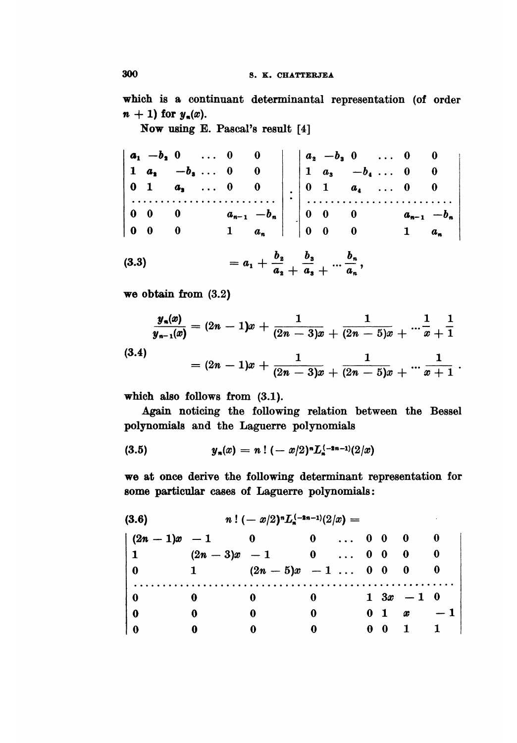which is a continuant determinantal representation (of order $n+1$) for $y_n(x)$.

Now using E. Pascal's result [4]

$$
\begin{vmatrix}
a_1 & -b_2 & 0 & \dots & 0 & 0 \\
1 & a_2 & -b_3 & \dots & 0 & 0 \\
0 & 1 & a_3 & \dots & 0 & 0 \\
\dots & \dots & \dots & \dots & \dots & \dots \\
0 & 0 & 0 & & a_{n-1} & -b_n \\
0 & 0 & 0 & & 1 & a_n
\end{vmatrix}
:
\begin{vmatrix}
a_2 & -b_3 & 0 & \dots & 0 & 0 \\
1 & a_3 & -b_4 & \dots & 0 & 0 \\
0 & 1 & a_4 & \dots & 0 & 0 \\
\dots & \dots & \dots & \dots & \dots & \dots \\
0 & 0 & 0 & & a_{n-1} & -b_n \\
0 & 0 & 0 & & 1 & a_n
\end{vmatrix}
$$

$$
(3.3) \qquad = a_1 + \frac{b_2}{a_2 +} \frac{b_3}{a_3 +} \cdots \frac{b_n}{a_n},
$$

we obtain from (3.2)

$$
(3.4) \qquad
\begin{aligned}
\frac{y_n(x)}{y_{n-1}(x)} &= (2n-1)x + \frac{1}{(2n-3)x +} \frac{1}{(2n-5)x +} \cdots \frac{1}{x +} \frac{1}{1} \\
&= (2n-1)x + \frac{1}{(2n-3)x +} \frac{1}{(2n-5)x +} \cdots \frac{1}{x+1}.
\end{aligned}
$$

which also follows from (3.1).

Again noticing the following relation between the Bessel polynomials and the Laguerre polynomials

$$
(3.5) \qquad y_n(x) = n\,!\,(-x/2)^n L_n^{(-2n-1)}(2/x)
$$

we at once derive the following determinant representation for some particular cases of Laguerre polynomials:

$$
(3.6) \qquad n\,!\,(-x/2)^n L_n^{(-2n-1)}(2/x) =
$$

$$
\begin{vmatrix}
(2n-1)x & -1 & 0 & 0 & \dots & 0 & 0 & 0 & 0 \\
1 & (2n-3)x & -1 & 0 & \dots & 0 & 0 & 0 & 0 \\
0 & 1 & (2n-5)x & -1 & \dots & 0 & 0 & 0 & 0 \\
\dots & \dots & \dots & \dots & \dots & \dots & \dots & \dots & \dots \\
0 & 0 & 0 & 0 & & 1 & 3x & -1 & 0 \\
0 & 0 & 0 & 0 & & 0 & 1 & x & -1 \\
0 & 0 & 0 & 0 & & 0 & 0 & 1 & 1
\end{vmatrix}
$$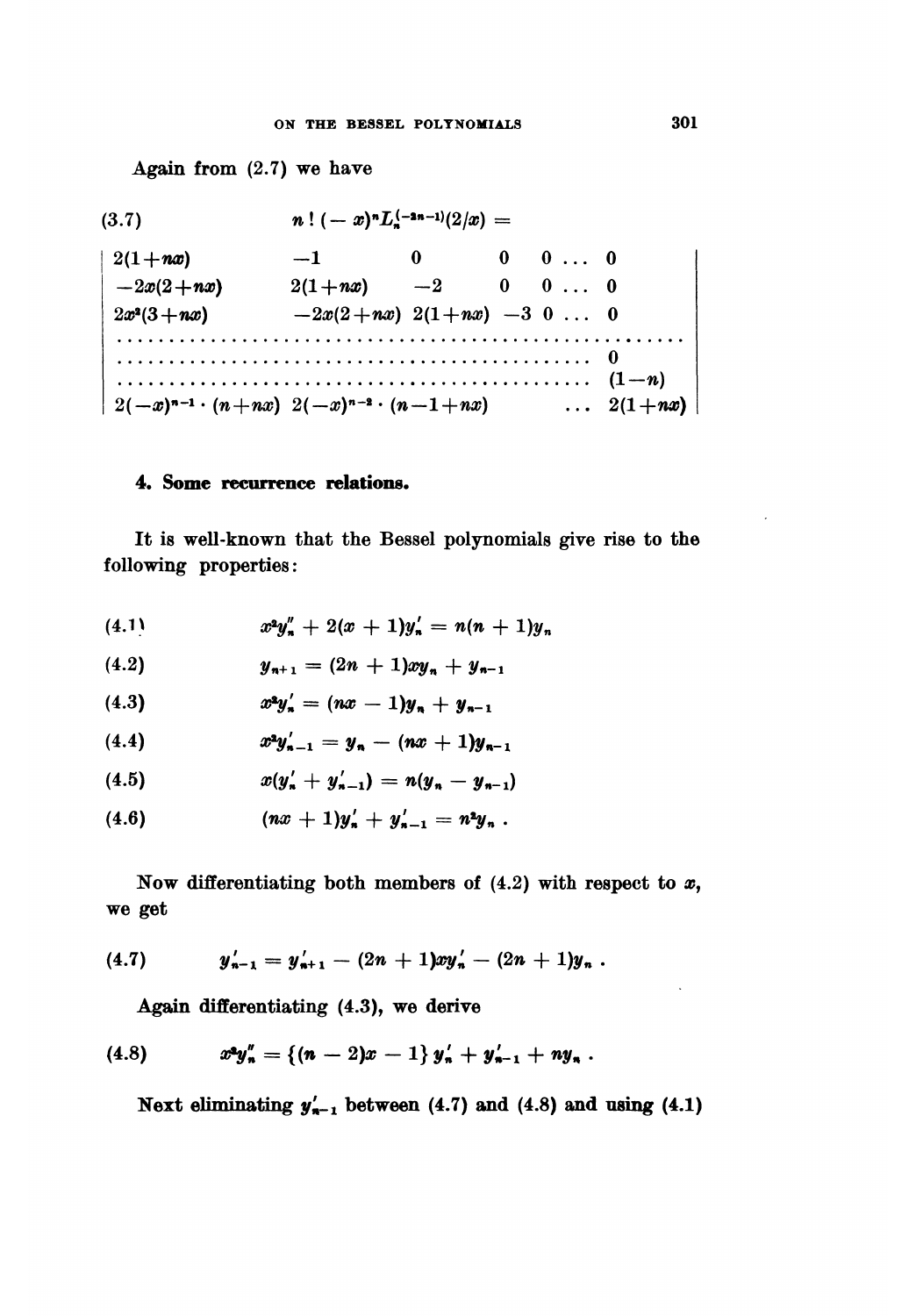Again from (2.7) we have

$$
(3.7) \qquad n!\,(-x)^n L_n^{(-2n-1)}(2/x) =
$$

$$
\begin{vmatrix}
2(1+nx) & -1 & 0 & 0 & 0 \dots & 0 \\
-2x(2+nx) & 2(1+nx) & -2 & 0 & 0 \dots & 0 \\
2x^2(3+nx) & -2x(2+nx) & 2(1+nx) & -3 & 0 \dots & 0 \\
\dots & \dots & \dots & \dots & \dots & \dots \\
\dots & \dots & \dots & \dots & \dots & 0 \\
\dots & \dots & \dots & \dots & \dots & (1-n) \\
2(-x)^{n-1}\cdot(n+nx) & 2(-x)^{n-2}\cdot(n-1+nx) & & & \dots & 2(1+nx)
\end{vmatrix}
$$

## 4. Some recurrence relations.

It is well-known that the Bessel polynomials give rise to the following properties:

$$
(4.1) \qquad x^2 y_n'' + 2(x+1)y_n' = n(n+1)y_n
$$

$$
(4.2) \qquad y_{n+1} = (2n+1)xy_n + y_{n-1}
$$

$$
(4.3) \qquad x^2 y_n' = (nx-1)y_n + y_{n-1}
$$

$$
(4.4) \qquad x^2 y_{n-1}' = y_n - (nx+1)y_{n-1}
$$

$$
(4.5) \qquad x(y_n' + y_{n-1}') = n(y_n - y_{n-1})
$$

$$
(4.6) \qquad (nx+1)y_n' + y_{n-1}' = n^2 y_n \, .
$$

Now differentiating both members of (4.2) with respect to $x$, we get

$$
(4.7) \qquad y_{n-1}' = y_{n+1}' - (2n+1)xy_n' - (2n+1)y_n \, .
$$

Again differentiating (4.3), we derive

$$
(4.8) \qquad x^2 y_n'' = \{(n-2)x - 1\}\, y_n' + y_{n-1}' + ny_n \, .
$$

Next eliminating $y_{n-1}'$ between (4.7) and (4.8) and using (4.1)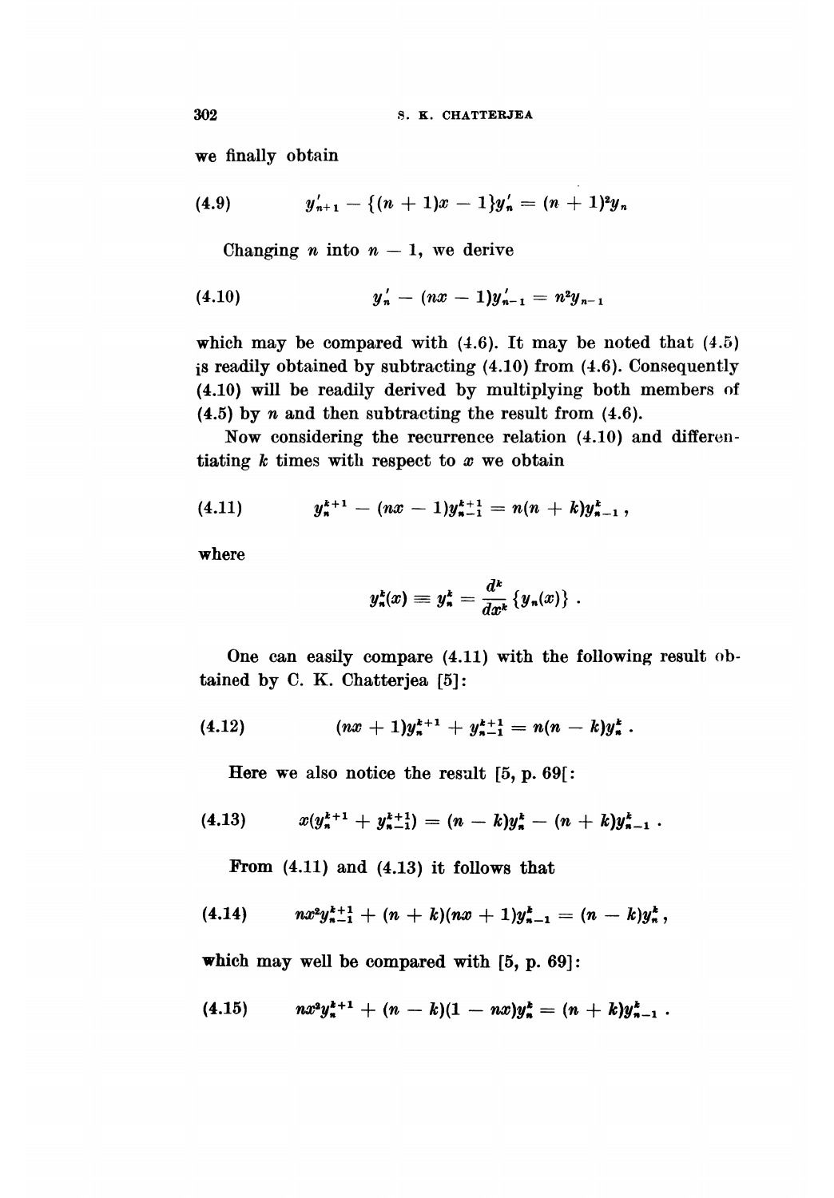we finally obtain

$$y'_{n+1} - \{(n+1)x - 1\}y'_n = (n+1)^2 y_n \tag{4.9}$$

Changing $n$ into $n-1$, we derive

$$y'_n - (nx-1)y'_{n-1} = n^2 y_{n-1} \tag{4.10}$$

which may be compared with (4.6). It may be noted that (4.5) is readily obtained by subtracting (4.10) from (4.6). Consequently (4.10) will be readily derived by multiplying both members of (4.5) by $n$ and then subtracting the result from (4.6).

Now considering the recurrence relation (4.10) and differentiating $k$ times with respect to $x$ we obtain

$$y_n^{k+1} - (nx-1)y_{n-1}^{k+1} = n(n+k)y_{n-1}^k, \tag{4.11}$$

where

$$y_n^k(x) \equiv y_n^k = \frac{d^k}{dx^k}\{y_n(x)\}.$$

One can easily compare (4.11) with the following result obtained by C. K. Chatterjea [5]:

$$(nx+1)y_n^{k+1} + y_{n-1}^{k+1} = n(n-k)y_n^k. \tag{4.12}$$

Here we also notice the result [5, p. 69[:

$$x(y_n^{k+1} + y_{n-1}^{k+1}) = (n-k)y_n^k - (n+k)y_{n-1}^k. \tag{4.13}$$

From (4.11) and (4.13) it follows that

$$nx^2 y_{n-1}^{k+1} + (n+k)(nx+1)y_{n-1}^k = (n-k)y_n^k, \tag{4.14}$$

which may well be compared with [5, p. 69]:

$$nx^2 y_n^{k+1} + (n-k)(1-nx)y_n^k = (n+k)y_{n-1}^k. \tag{4.15}$$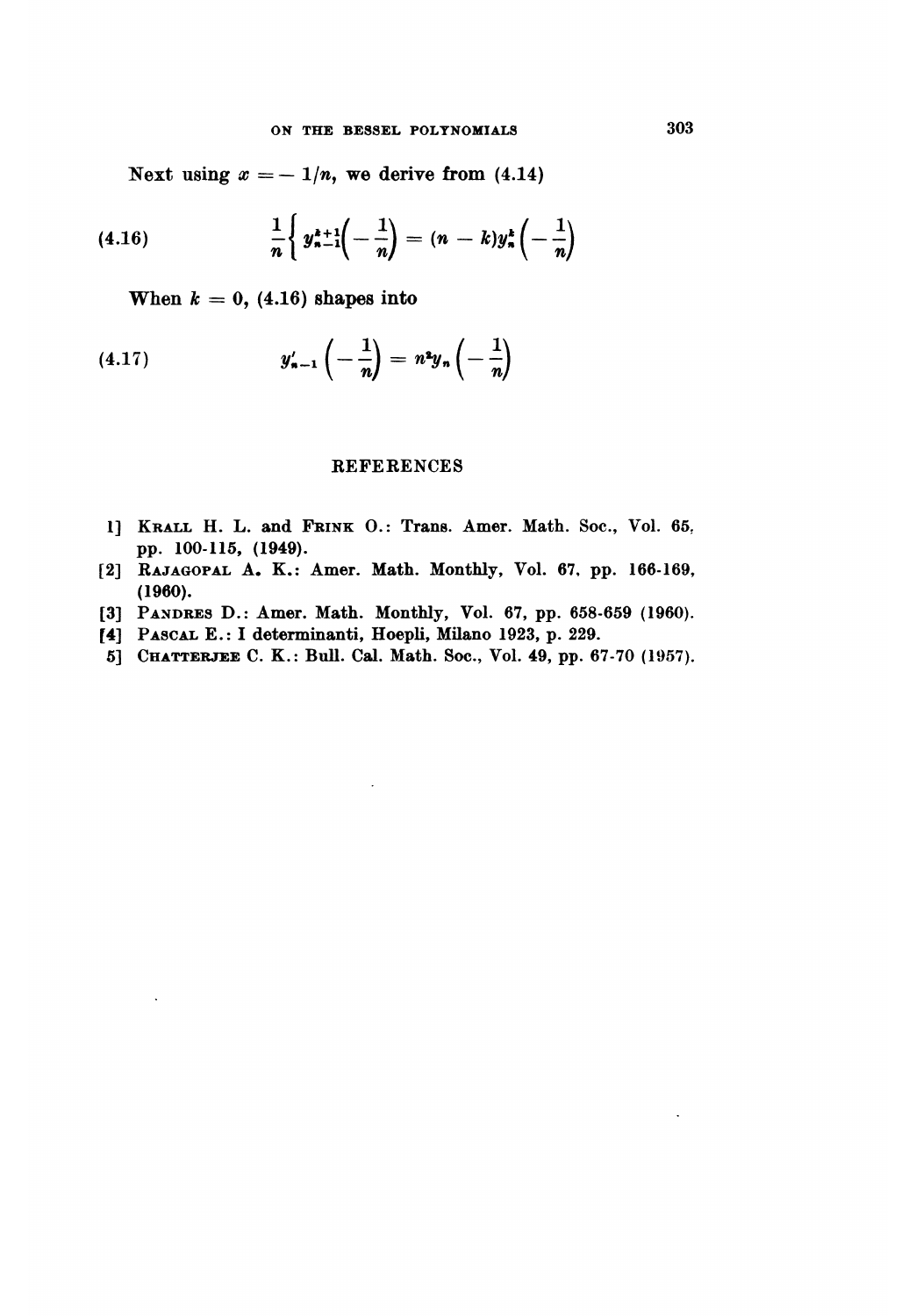Next using $x = -1/n$, we derive from (4.14)

$$\frac{1}{n}\left\{ y_{n-1}^{k+1}\left(-\frac{1}{n}\right) = (n-k)y_n^k\left(-\frac{1}{n}\right) \right. \tag{4.16}$$

When $k = 0$, (4.16) shapes into

$$y'_{n-1}\left(-\frac{1}{n}\right) = n^2 y_n\left(-\frac{1}{n}\right) \tag{4.17}$$

## REFERENCES

[1] KRALL H. L. and FRINK O.: Trans. Amer. Math. Soc., Vol. 65, pp. 100-115, (1949).

[2] RAJAGOPAL A. K.: Amer. Math. Monthly, Vol. 67, pp. 166-169, (1960).

[3] PANDRES D.: Amer. Math. Monthly, Vol. 67, pp. 658-659 (1960).

[4] PASCAL E.: I determinanti, Hoepli, Milano 1923, p. 229.

[5] CHATTERJEE C. K.: Bull. Cal. Math. Soc., Vol. 49, pp. 67-70 (1957).